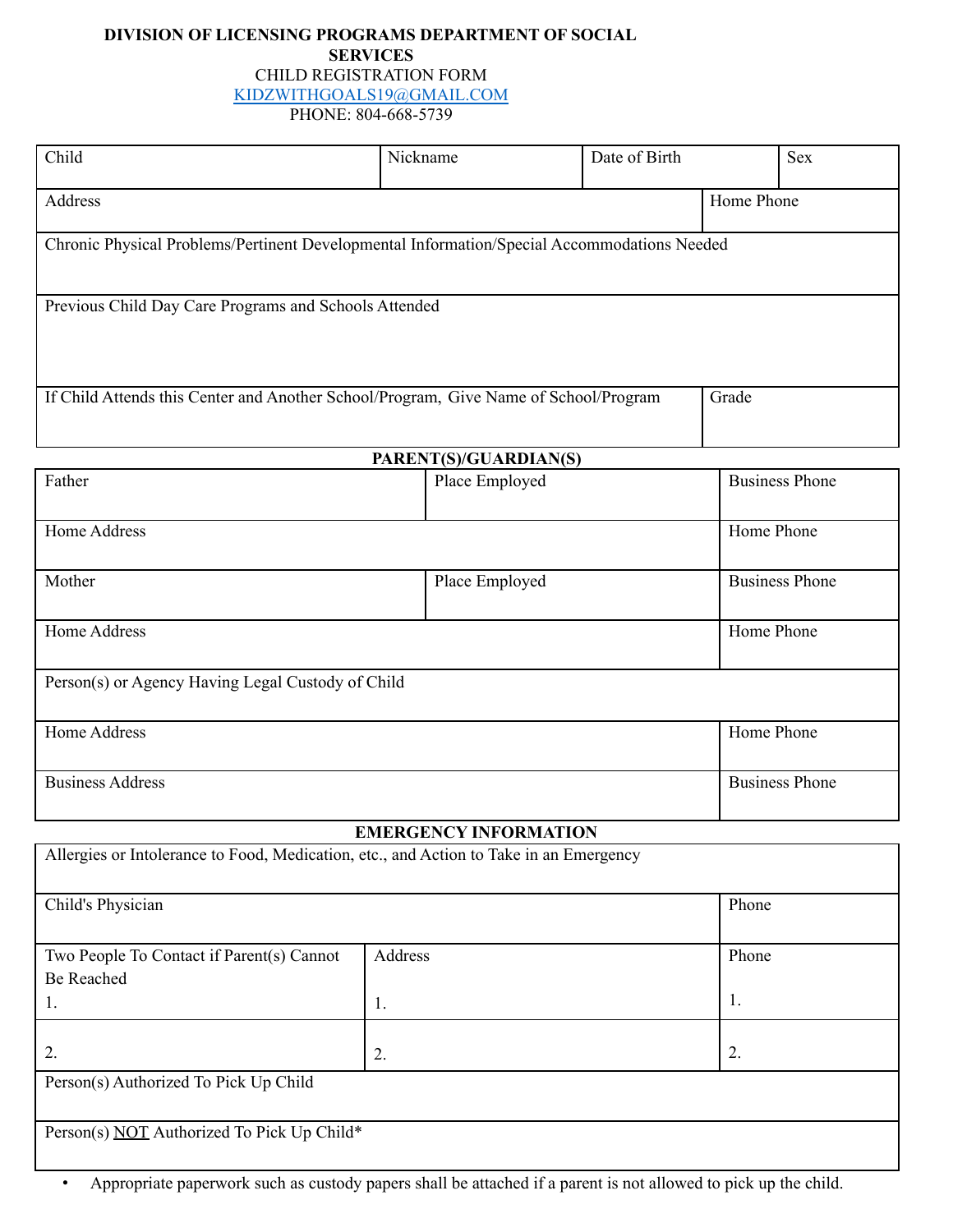**DIVISION OF LICENSING PROGRAMS DEPARTMENT OF SOCIAL SERVICES**

CHILD REGISTRATION FORM

KIDZWITHGOALS19@GMAIL.COM

PHONE: 804-668-5739

| Child | Nickname | Date of Birth | Sex |
|---|---|---|---|
| Address | | | Home Phone |
| Chronic Physical Problems/Pertinent Developmental Information/Special Accommodations Needed | | | |
| Previous Child Day Care Programs and Schools Attended | | | |
| If Child Attends this Center and Another School/Program, Give Name of School/Program | | | Grade |

**PARENT(S)/GUARDIAN(S)**

| Father | Place Employed | Business Phone |
|---|---|---|
| Home Address | | Home Phone |
| Mother | Place Employed | Business Phone |
| Home Address | | Home Phone |
| Person(s) or Agency Having Legal Custody of Child | | |
| Home Address | | Home Phone |
| Business Address | | Business Phone |

**EMERGENCY INFORMATION**

| Allergies or Intolerance to Food, Medication, etc., and Action to Take in an Emergency | | |
|---|---|---|
| Child's Physician | | Phone |
| Two People To Contact if Parent(s) Cannot Be Reached<br>1. | Address<br>1. | Phone<br>1. |
| 2. | 2. | 2. |
| Person(s) Authorized To Pick Up Child | | |
| Person(s) NOT Authorized To Pick Up Child* | | |

- Appropriate paperwork such as custody papers shall be attached if a parent is not allowed to pick up the child.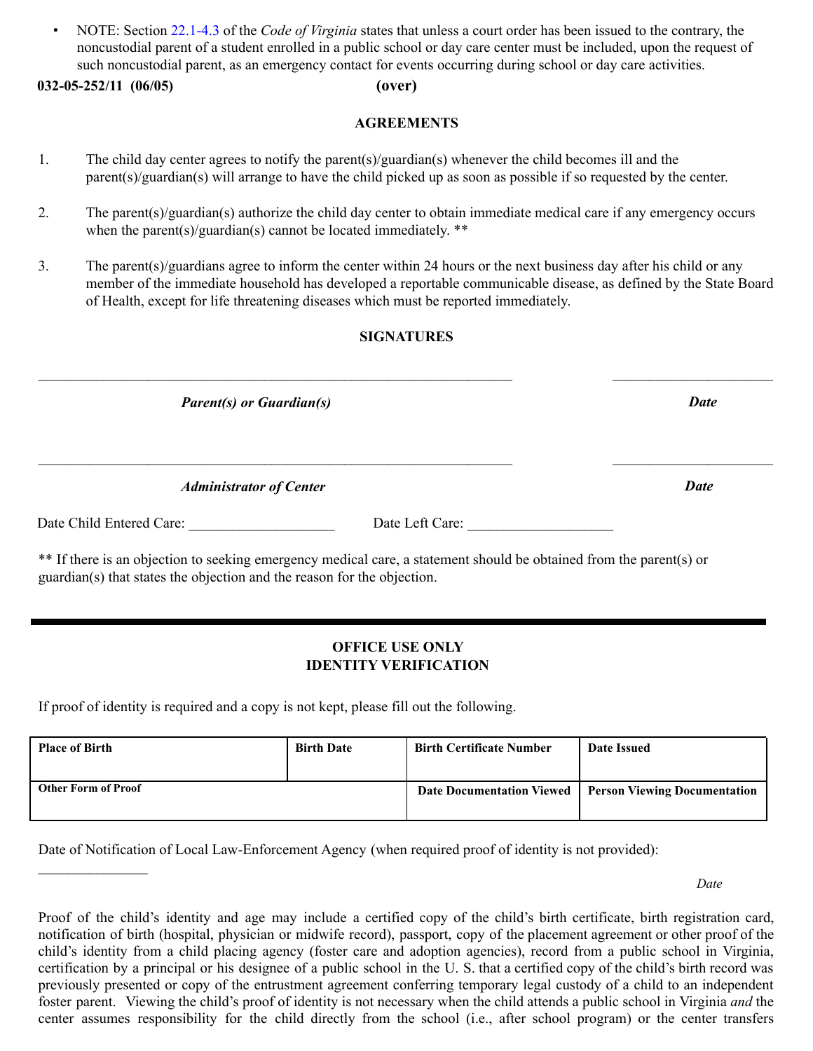- NOTE: Section 22.1-4.3 of the *Code of Virginia* states that unless a court order has been issued to the contrary, the noncustodial parent of a student enrolled in a public school or day care center must be included, upon the request of such noncustodial parent, as an emergency contact for events occurring during school or day care activities.

**032-05-252/11 (06/05)** **(over)**

## AGREEMENTS

1. The child day center agrees to notify the parent(s)/guardian(s) whenever the child becomes ill and the parent(s)/guardian(s) will arrange to have the child picked up as soon as possible if so requested by the center.

2. The parent(s)/guardian(s) authorize the child day center to obtain immediate medical care if any emergency occurs when the parent(s)/guardian(s) cannot be located immediately. **

3. The parent(s)/guardians agree to inform the center within 24 hours or the next business day after his child or any member of the immediate household has developed a reportable communicable disease, as defined by the State Board of Health, except for life threatening diseases which must be reported immediately.

## SIGNATURES

\_\_\_\_\_\_\_\_\_\_\_\_\_\_\_\_\_\_\_\_\_\_\_\_\_\_\_\_\_\_\_\_\_\_\_\_\_\_\_\_\_\_\_\_\_\_\_\_\_\_\_\_\_\_\_\_ \_\_\_\_\_\_\_\_\_\_\_\_\_\_\_\_\_\_\_\_

***Parent(s) or Guardian(s)*** ***Date***

\_\_\_\_\_\_\_\_\_\_\_\_\_\_\_\_\_\_\_\_\_\_\_\_\_\_\_\_\_\_\_\_\_\_\_\_\_\_\_\_\_\_\_\_\_\_\_\_\_\_\_\_\_\_\_\_ \_\_\_\_\_\_\_\_\_\_\_\_\_\_\_\_\_\_\_\_

***Administrator of Center*** ***Date***

Date Child Entered Care: \_\_\_\_\_\_\_\_\_\_\_\_\_\_\_\_\_\_\_\_ Date Left Care: \_\_\_\_\_\_\_\_\_\_\_\_\_\_\_\_\_\_\_\_

** If there is an objection to seeking emergency medical care, a statement should be obtained from the parent(s) or guardian(s) that states the objection and the reason for the objection.

---

## OFFICE USE ONLY
## IDENTITY VERIFICATION

If proof of identity is required and a copy is not kept, please fill out the following.

| Place of Birth | Birth Date | Birth Certificate Number | Date Issued |
|---|---|---|---|
| **Other Form of Proof** | | **Date Documentation Viewed** | **Person Viewing Documentation** |
| | | | |

Date of Notification of Local Law-Enforcement Agency (when required proof of identity is not provided): \_\_\_\_\_\_\_\_\_\_\_\_\_\_\_

*Date*

Proof of the child's identity and age may include a certified copy of the child's birth certificate, birth registration card, notification of birth (hospital, physician or midwife record), passport, copy of the placement agreement or other proof of the child's identity from a child placing agency (foster care and adoption agencies), record from a public school in Virginia, certification by a principal or his designee of a public school in the U. S. that a certified copy of the child's birth record was previously presented or copy of the entrustment agreement conferring temporary legal custody of a child to an independent foster parent. Viewing the child's proof of identity is not necessary when the child attends a public school in Virginia *and* the center assumes responsibility for the child directly from the school (i.e., after school program) or the center transfers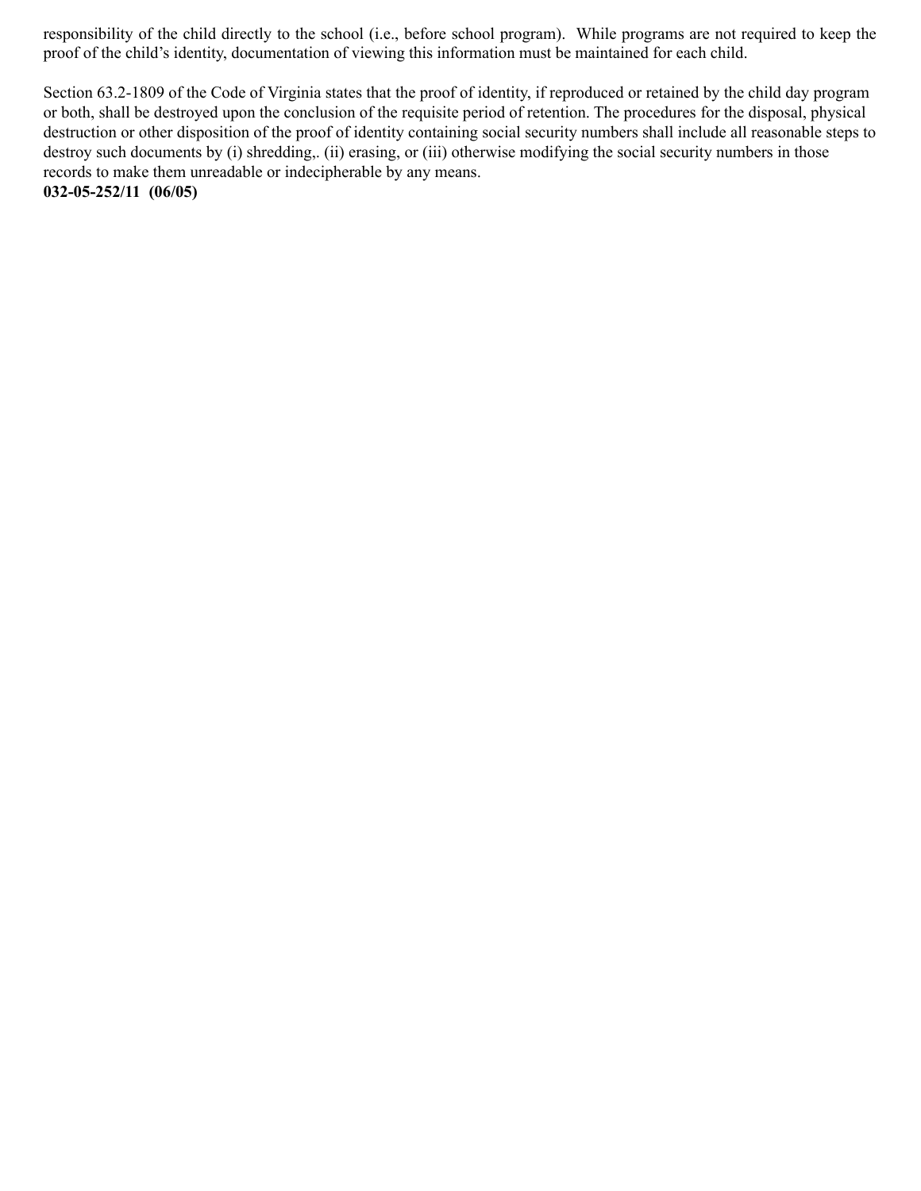responsibility of the child directly to the school (i.e., before school program). While programs are not required to keep the proof of the child's identity, documentation of viewing this information must be maintained for each child.

Section 63.2-1809 of the Code of Virginia states that the proof of identity, if reproduced or retained by the child day program or both, shall be destroyed upon the conclusion of the requisite period of retention. The procedures for the disposal, physical destruction or other disposition of the proof of identity containing social security numbers shall include all reasonable steps to destroy such documents by (i) shredding,. (ii) erasing, or (iii) otherwise modifying the social security numbers in those records to make them unreadable or indecipherable by any means.

**032-05-252/11 (06/05)**